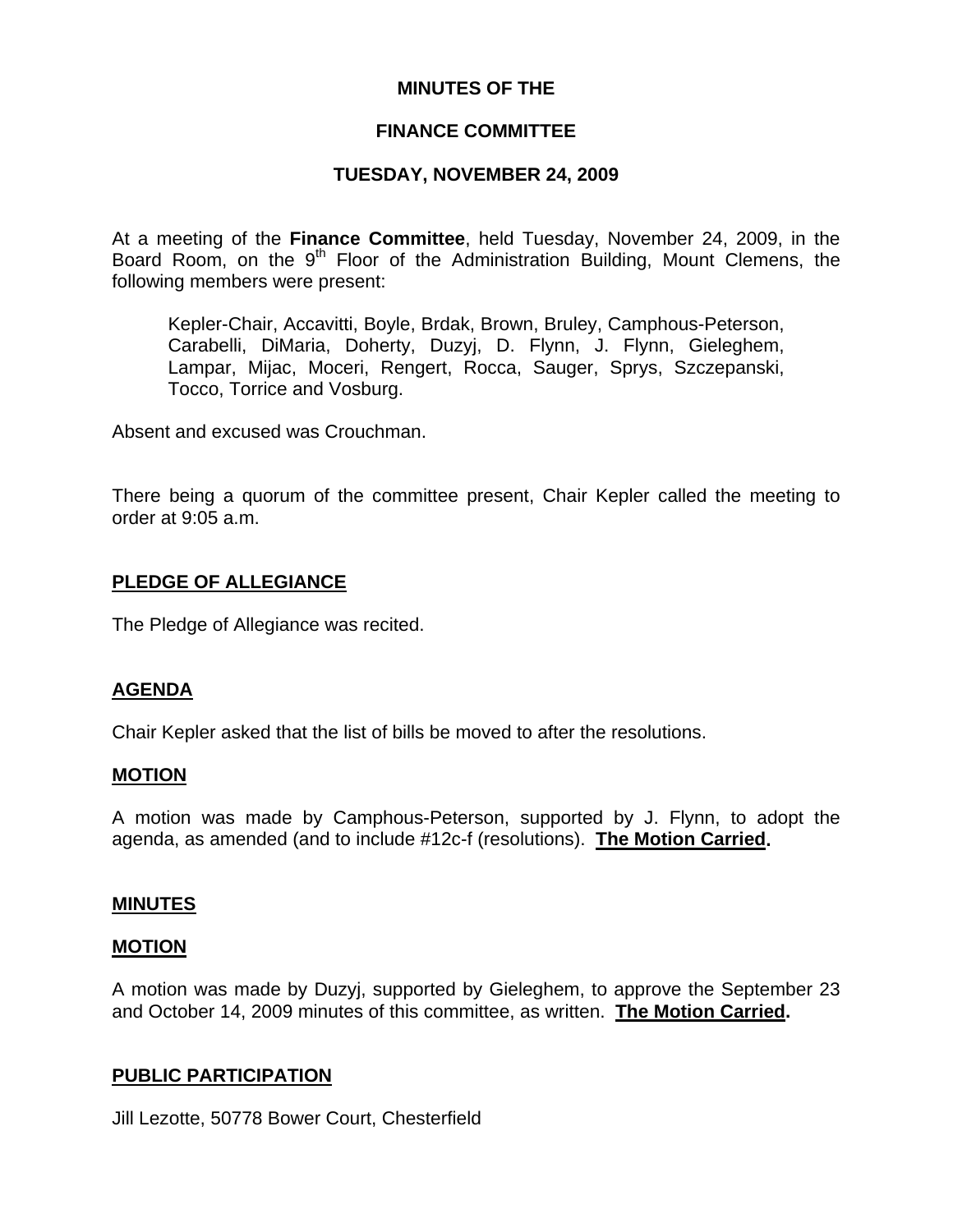**MINUTES OF THE**

**FINANCE COMMITTEE**

**TUESDAY, NOVEMBER 24, 2009**

At a meeting of the **Finance Committee**, held Tuesday, November 24, 2009, in the Board Room, on the 9th Floor of the Administration Building, Mount Clemens, the following members were present:

> Kepler-Chair, Accavitti, Boyle, Brdak, Brown, Bruley, Camphous-Peterson, Carabelli, DiMaria, Doherty, Duzyj, D. Flynn, J. Flynn, Gieleghem, Lampar, Mijac, Moceri, Rengert, Rocca, Sauger, Sprys, Szczepanski, Tocco, Torrice and Vosburg.

Absent and excused was Crouchman.

There being a quorum of the committee present, Chair Kepler called the meeting to order at 9:05 a.m.

## PLEDGE OF ALLEGIANCE

The Pledge of Allegiance was recited.

## AGENDA

Chair Kepler asked that the list of bills be moved to after the resolutions.

### MOTION

A motion was made by Camphous-Peterson, supported by J. Flynn, to adopt the agenda, as amended (and to include #12c-f (resolutions). **The Motion Carried.**

## MINUTES

### MOTION

A motion was made by Duzyj, supported by Gieleghem, to approve the September 23 and October 14, 2009 minutes of this committee, as written. **The Motion Carried.**

## PUBLIC PARTICIPATION

Jill Lezotte, 50778 Bower Court, Chesterfield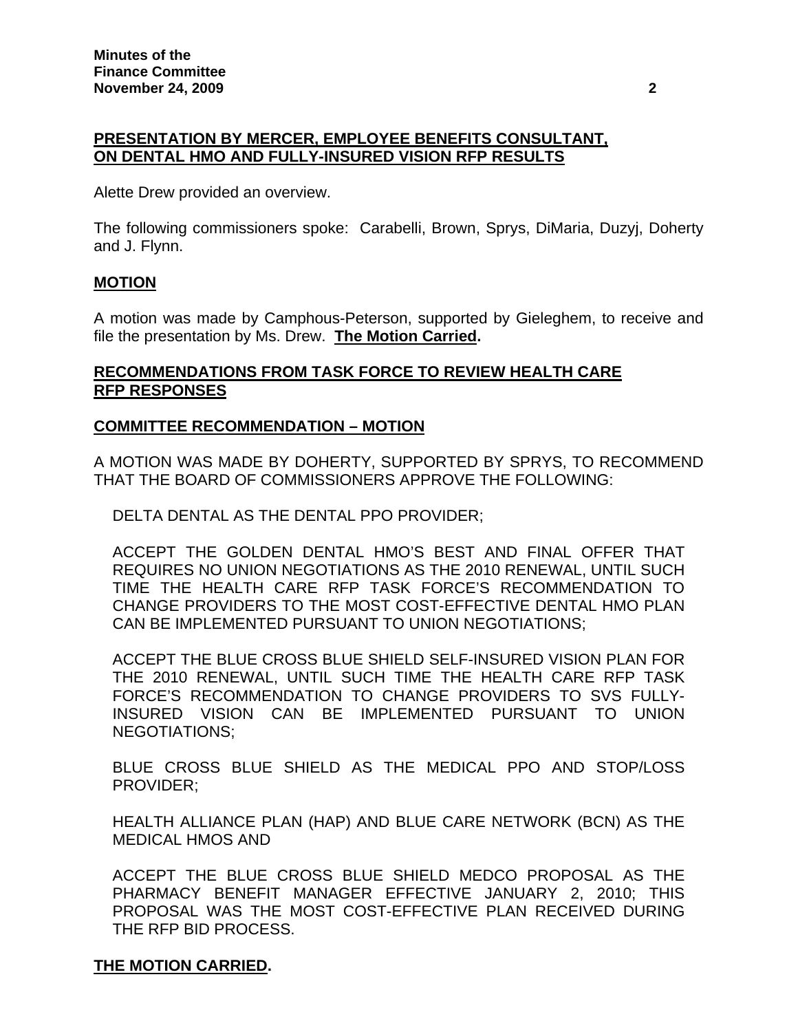## PRESENTATION BY MERCER, EMPLOYEE BENEFITS CONSULTANT, ON DENTAL HMO AND FULLY-INSURED VISION RFP RESULTS

Alette Drew provided an overview.

The following commissioners spoke: Carabelli, Brown, Sprys, DiMaria, Duzyj, Doherty and J. Flynn.

## MOTION

A motion was made by Camphous-Peterson, supported by Gieleghem, to receive and file the presentation by Ms. Drew. **The Motion Carried.**

## RECOMMENDATIONS FROM TASK FORCE TO REVIEW HEALTH CARE RFP RESPONSES

## COMMITTEE RECOMMENDATION – MOTION

A MOTION WAS MADE BY DOHERTY, SUPPORTED BY SPRYS, TO RECOMMEND THAT THE BOARD OF COMMISSIONERS APPROVE THE FOLLOWING:

DELTA DENTAL AS THE DENTAL PPO PROVIDER;

ACCEPT THE GOLDEN DENTAL HMO'S BEST AND FINAL OFFER THAT REQUIRES NO UNION NEGOTIATIONS AS THE 2010 RENEWAL, UNTIL SUCH TIME THE HEALTH CARE RFP TASK FORCE'S RECOMMENDATION TO CHANGE PROVIDERS TO THE MOST COST-EFFECTIVE DENTAL HMO PLAN CAN BE IMPLEMENTED PURSUANT TO UNION NEGOTIATIONS;

ACCEPT THE BLUE CROSS BLUE SHIELD SELF-INSURED VISION PLAN FOR THE 2010 RENEWAL, UNTIL SUCH TIME THE HEALTH CARE RFP TASK FORCE'S RECOMMENDATION TO CHANGE PROVIDERS TO SVS FULLY-INSURED VISION CAN BE IMPLEMENTED PURSUANT TO UNION NEGOTIATIONS;

BLUE CROSS BLUE SHIELD AS THE MEDICAL PPO AND STOP/LOSS PROVIDER;

HEALTH ALLIANCE PLAN (HAP) AND BLUE CARE NETWORK (BCN) AS THE MEDICAL HMOS AND

ACCEPT THE BLUE CROSS BLUE SHIELD MEDCO PROPOSAL AS THE PHARMACY BENEFIT MANAGER EFFECTIVE JANUARY 2, 2010; THIS PROPOSAL WAS THE MOST COST-EFFECTIVE PLAN RECEIVED DURING THE RFP BID PROCESS.

**THE MOTION CARRIED.**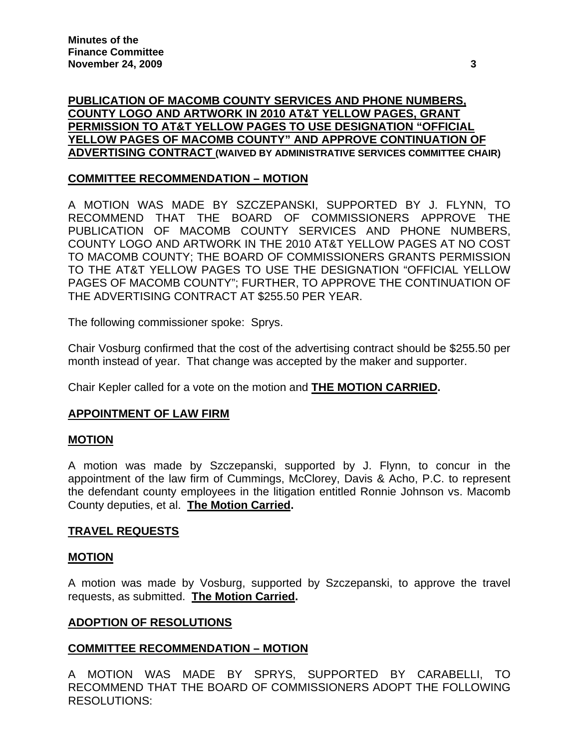**PUBLICATION OF MACOMB COUNTY SERVICES AND PHONE NUMBERS, COUNTY LOGO AND ARTWORK IN 2010 AT&T YELLOW PAGES, GRANT PERMISSION TO AT&T YELLOW PAGES TO USE DESIGNATION "OFFICIAL YELLOW PAGES OF MACOMB COUNTY" AND APPROVE CONTINUATION OF ADVERTISING CONTRACT (WAIVED BY ADMINISTRATIVE SERVICES COMMITTEE CHAIR)**

**COMMITTEE RECOMMENDATION – MOTION**

A MOTION WAS MADE BY SZCZEPANSKI, SUPPORTED BY J. FLYNN, TO RECOMMEND THAT THE BOARD OF COMMISSIONERS APPROVE THE PUBLICATION OF MACOMB COUNTY SERVICES AND PHONE NUMBERS, COUNTY LOGO AND ARTWORK IN THE 2010 AT&T YELLOW PAGES AT NO COST TO MACOMB COUNTY; THE BOARD OF COMMISSIONERS GRANTS PERMISSION TO THE AT&T YELLOW PAGES TO USE THE DESIGNATION "OFFICIAL YELLOW PAGES OF MACOMB COUNTY"; FURTHER, TO APPROVE THE CONTINUATION OF THE ADVERTISING CONTRACT AT $255.50 PER YEAR.

The following commissioner spoke: Sprys.

Chair Vosburg confirmed that the cost of the advertising contract should be $255.50 per month instead of year. That change was accepted by the maker and supporter.

Chair Kepler called for a vote on the motion and **THE MOTION CARRIED.**

**APPOINTMENT OF LAW FIRM**

**MOTION**

A motion was made by Szczepanski, supported by J. Flynn, to concur in the appointment of the law firm of Cummings, McClorey, Davis & Acho, P.C. to represent the defendant county employees in the litigation entitled Ronnie Johnson vs. Macomb County deputies, et al. **The Motion Carried.**

**TRAVEL REQUESTS**

**MOTION**

A motion was made by Vosburg, supported by Szczepanski, to approve the travel requests, as submitted. **The Motion Carried.**

**ADOPTION OF RESOLUTIONS**

**COMMITTEE RECOMMENDATION – MOTION**

A MOTION WAS MADE BY SPRYS, SUPPORTED BY CARABELLI, TO RECOMMEND THAT THE BOARD OF COMMISSIONERS ADOPT THE FOLLOWING RESOLUTIONS: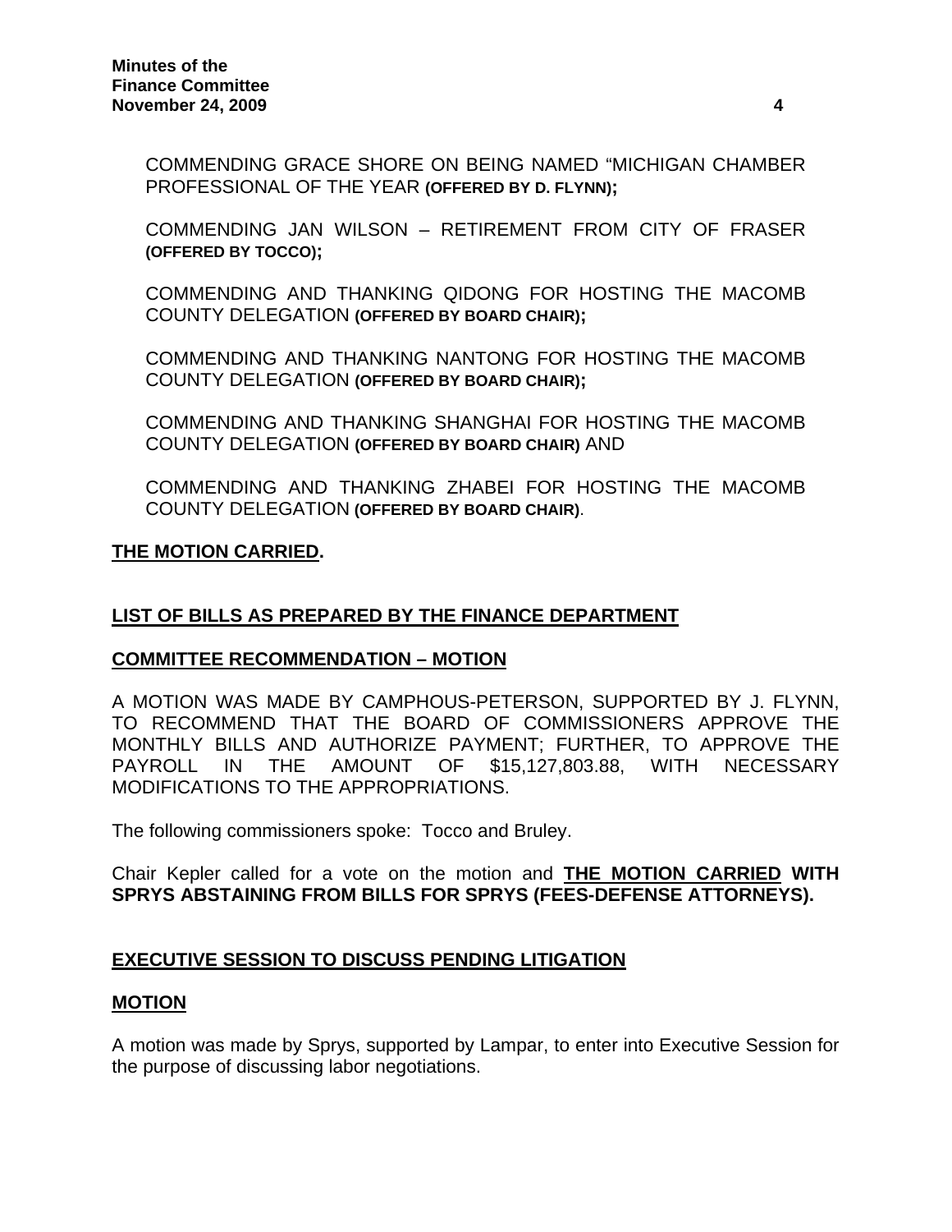COMMENDING GRACE SHORE ON BEING NAMED "MICHIGAN CHAMBER PROFESSIONAL OF THE YEAR **(OFFERED BY D. FLYNN);**

COMMENDING JAN WILSON – RETIREMENT FROM CITY OF FRASER **(OFFERED BY TOCCO);**

COMMENDING AND THANKING QIDONG FOR HOSTING THE MACOMB COUNTY DELEGATION **(OFFERED BY BOARD CHAIR);**

COMMENDING AND THANKING NANTONG FOR HOSTING THE MACOMB COUNTY DELEGATION **(OFFERED BY BOARD CHAIR);**

COMMENDING AND THANKING SHANGHAI FOR HOSTING THE MACOMB COUNTY DELEGATION **(OFFERED BY BOARD CHAIR)** AND

COMMENDING AND THANKING ZHABEI FOR HOSTING THE MACOMB COUNTY DELEGATION **(OFFERED BY BOARD CHAIR)**.

**<u>THE MOTION CARRIED</u>.**

**<u>LIST OF BILLS AS PREPARED BY THE FINANCE DEPARTMENT</u>**

**<u>COMMITTEE RECOMMENDATION – MOTION</u>**

A MOTION WAS MADE BY CAMPHOUS-PETERSON, SUPPORTED BY J. FLYNN, TO RECOMMEND THAT THE BOARD OF COMMISSIONERS APPROVE THE MONTHLY BILLS AND AUTHORIZE PAYMENT; FURTHER, TO APPROVE THE PAYROLL IN THE AMOUNT OF $15,127,803.88, WITH NECESSARY MODIFICATIONS TO THE APPROPRIATIONS.

The following commissioners spoke: Tocco and Bruley.

Chair Kepler called for a vote on the motion and **<u>THE MOTION CARRIED</u> WITH SPRYS ABSTAINING FROM BILLS FOR SPRYS (FEES-DEFENSE ATTORNEYS).**

**<u>EXECUTIVE SESSION TO DISCUSS PENDING LITIGATION</u>**

**<u>MOTION</u>**

A motion was made by Sprys, supported by Lampar, to enter into Executive Session for the purpose of discussing labor negotiations.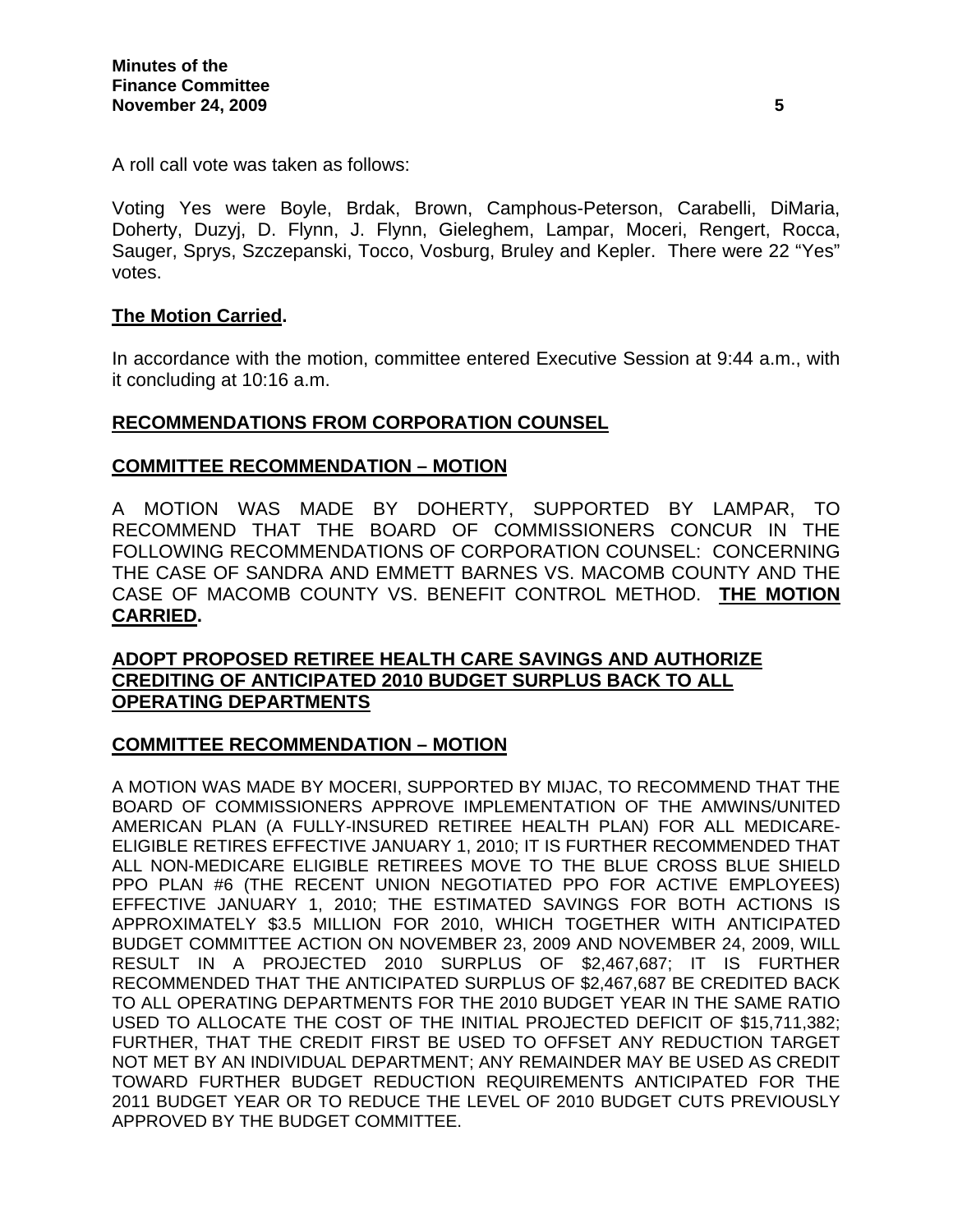A roll call vote was taken as follows:

Voting Yes were Boyle, Brdak, Brown, Camphous-Peterson, Carabelli, DiMaria, Doherty, Duzyj, D. Flynn, J. Flynn, Gieleghem, Lampar, Moceri, Rengert, Rocca, Sauger, Sprys, Szczepanski, Tocco, Vosburg, Bruley and Kepler. There were 22 "Yes" votes.

**The Motion Carried.**

In accordance with the motion, committee entered Executive Session at 9:44 a.m., with it concluding at 10:16 a.m.

## RECOMMENDATIONS FROM CORPORATION COUNSEL

### COMMITTEE RECOMMENDATION – MOTION

A MOTION WAS MADE BY DOHERTY, SUPPORTED BY LAMPAR, TO RECOMMEND THAT THE BOARD OF COMMISSIONERS CONCUR IN THE FOLLOWING RECOMMENDATIONS OF CORPORATION COUNSEL: CONCERNING THE CASE OF SANDRA AND EMMETT BARNES VS. MACOMB COUNTY AND THE CASE OF MACOMB COUNTY VS. BENEFIT CONTROL METHOD. **THE MOTION CARRIED.**

## ADOPT PROPOSED RETIREE HEALTH CARE SAVINGS AND AUTHORIZE CREDITING OF ANTICIPATED 2010 BUDGET SURPLUS BACK TO ALL OPERATING DEPARTMENTS

### COMMITTEE RECOMMENDATION – MOTION

A MOTION WAS MADE BY MOCERI, SUPPORTED BY MIJAC, TO RECOMMEND THAT THE BOARD OF COMMISSIONERS APPROVE IMPLEMENTATION OF THE AMWINS/UNITED AMERICAN PLAN (A FULLY-INSURED RETIREE HEALTH PLAN) FOR ALL MEDICARE-ELIGIBLE RETIRES EFFECTIVE JANUARY 1, 2010; IT IS FURTHER RECOMMENDED THAT ALL NON-MEDICARE ELIGIBLE RETIREES MOVE TO THE BLUE CROSS BLUE SHIELD PPO PLAN #6 (THE RECENT UNION NEGOTIATED PPO FOR ACTIVE EMPLOYEES) EFFECTIVE JANUARY 1, 2010; THE ESTIMATED SAVINGS FOR BOTH ACTIONS IS APPROXIMATELY $3.5 MILLION FOR 2010, WHICH TOGETHER WITH ANTICIPATED BUDGET COMMITTEE ACTION ON NOVEMBER 23, 2009 AND NOVEMBER 24, 2009, WILL RESULT IN A PROJECTED 2010 SURPLUS OF $2,467,687; IT IS FURTHER RECOMMENDED THAT THE ANTICIPATED SURPLUS OF $2,467,687 BE CREDITED BACK TO ALL OPERATING DEPARTMENTS FOR THE 2010 BUDGET YEAR IN THE SAME RATIO USED TO ALLOCATE THE COST OF THE INITIAL PROJECTED DEFICIT OF $15,711,382; FURTHER, THAT THE CREDIT FIRST BE USED TO OFFSET ANY REDUCTION TARGET NOT MET BY AN INDIVIDUAL DEPARTMENT; ANY REMAINDER MAY BE USED AS CREDIT TOWARD FURTHER BUDGET REDUCTION REQUIREMENTS ANTICIPATED FOR THE 2011 BUDGET YEAR OR TO REDUCE THE LEVEL OF 2010 BUDGET CUTS PREVIOUSLY APPROVED BY THE BUDGET COMMITTEE.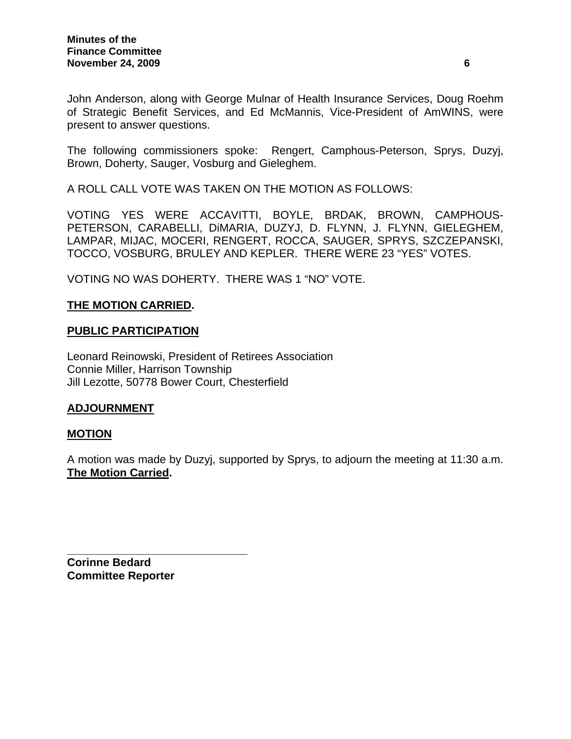John Anderson, along with George Mulnar of Health Insurance Services, Doug Roehm of Strategic Benefit Services, and Ed McMannis, Vice-President of AmWINS, were present to answer questions.

The following commissioners spoke: Rengert, Camphous-Peterson, Sprys, Duzyj, Brown, Doherty, Sauger, Vosburg and Gieleghem.

A ROLL CALL VOTE WAS TAKEN ON THE MOTION AS FOLLOWS:

VOTING YES WERE ACCAVITTI, BOYLE, BRDAK, BROWN, CAMPHOUS-PETERSON, CARABELLI, DiMARIA, DUZYJ, D. FLYNN, J. FLYNN, GIELEGHEM, LAMPAR, MIJAC, MOCERI, RENGERT, ROCCA, SAUGER, SPRYS, SZCZEPANSKI, TOCCO, VOSBURG, BRULEY AND KEPLER. THERE WERE 23 "YES" VOTES.

VOTING NO WAS DOHERTY. THERE WAS 1 "NO" VOTE.

**<u>THE MOTION CARRIED</u>.**

**<u>PUBLIC PARTICIPATION</u>**

Leonard Reinowski, President of Retirees Association
Connie Miller, Harrison Township
Jill Lezotte, 50778 Bower Court, Chesterfield

**<u>ADJOURNMENT</u>**

**<u>MOTION</u>**

A motion was made by Duzyj, supported by Sprys, to adjourn the meeting at 11:30 a.m. **<u>The Motion Carried</u>.**

______________________________
**Corinne Bedard**
**Committee Reporter**